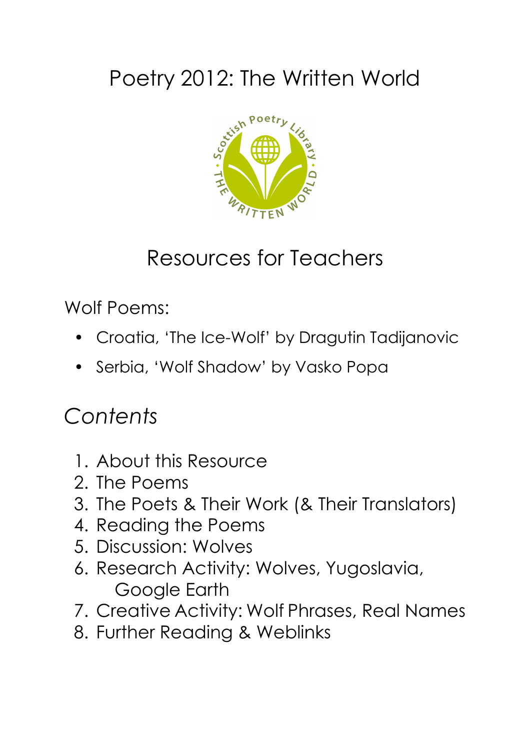# Poetry 2012: The Written World

## Resources for Teachers

Wolf Poems:

- Croatia, 'The Ice-Wolf' by Dragutin Tadijanovic
- Serbia, 'Wolf Shadow' by Vasko Popa

## *Contents*

1. About this Resource
2. The Poems
3. The Poets & Their Work (& Their Translators)
4. Reading the Poems
5. Discussion: Wolves
6. Research Activity: Wolves, Yugoslavia, Google Earth
7. Creative Activity: Wolf Phrases, Real Names
8. Further Reading & Weblinks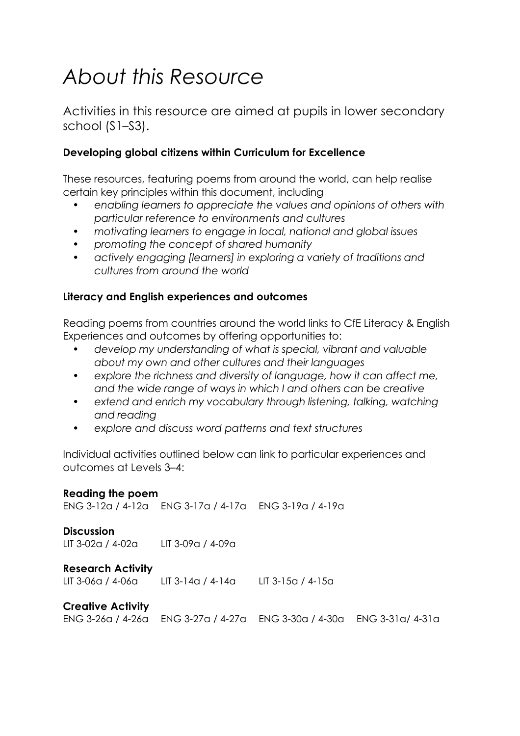# *About this Resource*

Activities in this resource are aimed at pupils in lower secondary school (S1–S3).

**Developing global citizens within Curriculum for Excellence**

These resources, featuring poems from around the world, can help realise certain key principles within this document, including

- *enabling learners to appreciate the values and opinions of others with particular reference to environments and cultures*
- *motivating learners to engage in local, national and global issues*
- *promoting the concept of shared humanity*
- *actively engaging [learners] in exploring a variety of traditions and cultures from around the world*

**Literacy and English experiences and outcomes**

Reading poems from countries around the world links to CfE Literacy & English Experiences and outcomes by offering opportunities to:

- *develop my understanding of what is special, vibrant and valuable about my own and other cultures and their languages*
- *explore the richness and diversity of language, how it can affect me, and the wide range of ways in which I and others can be creative*
- *extend and enrich my vocabulary through listening, talking, watching and reading*
- *explore and discuss word patterns and text structures*

Individual activities outlined below can link to particular experiences and outcomes at Levels 3–4:

**Reading the poem**
ENG 3-12a / 4-12a ENG 3-17a / 4-17a ENG 3-19a / 4-19a

**Discussion**
LIT 3-02a / 4-02a LIT 3-09a / 4-09a

**Research Activity**
LIT 3-06a / 4-06a LIT 3-14a / 4-14a LIT 3-15a / 4-15a

**Creative Activity**
ENG 3-26a / 4-26a ENG 3-27a / 4-27a ENG 3-30a / 4-30a ENG 3-31a/ 4-31a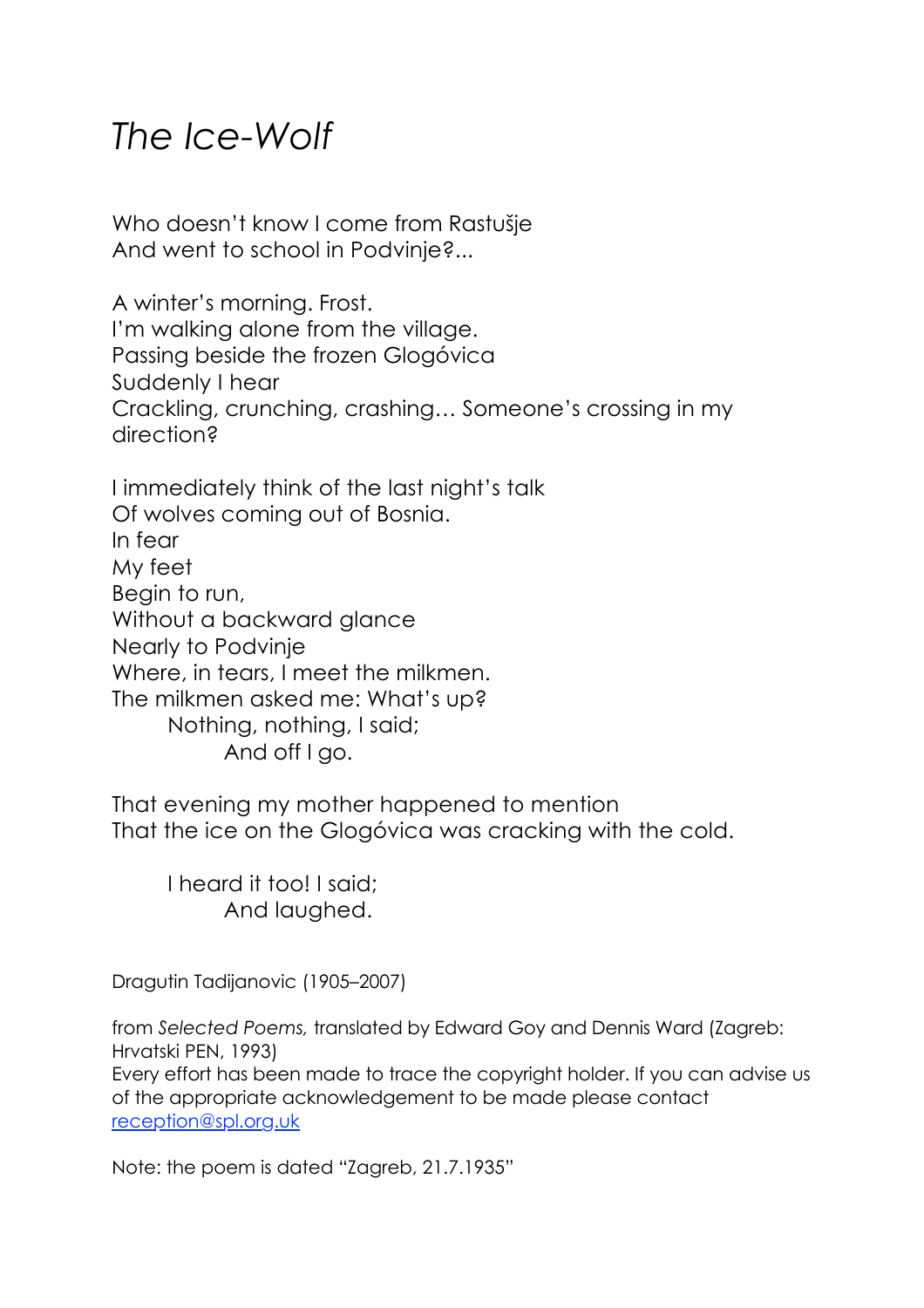# *The Ice-Wolf*

Who doesn't know I come from Rastušje
And went to school in Podvinje?...

A winter's morning. Frost.
I'm walking alone from the village.
Passing beside the frozen Glogóvica
Suddenly I hear
Crackling, crunching, crashing… Someone's crossing in my direction?

I immediately think of the last night's talk
Of wolves coming out of Bosnia.
In fear
My feet
Begin to run,
Without a backward glance
Nearly to Podvinje
Where, in tears, I meet the milkmen.
The milkmen asked me: What's up?
    Nothing, nothing, I said;
        And off I go.

That evening my mother happened to mention
That the ice on the Glogóvica was cracking with the cold.

    I heard it too! I said;
        And laughed.

Dragutin Tadijanovic (1905–2007)

from *Selected Poems,* translated by Edward Goy and Dennis Ward (Zagreb: Hrvatski PEN, 1993)
Every effort has been made to trace the copyright holder. If you can advise us of the appropriate acknowledgement to be made please contact reception@spl.org.uk

Note: the poem is dated "Zagreb, 21.7.1935"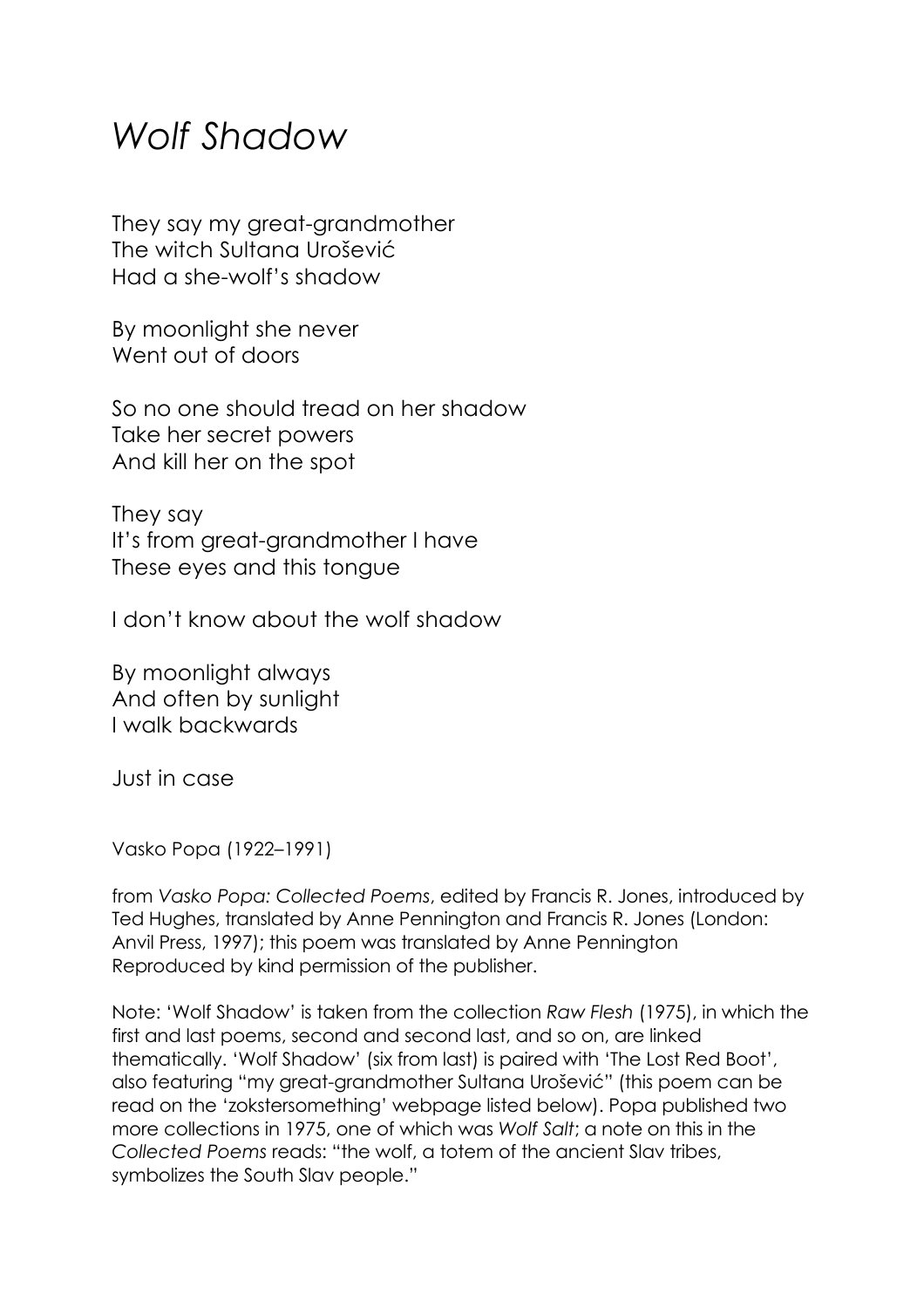# *Wolf Shadow*

They say my great-grandmother  
The witch Sultana Urošević  
Had a she-wolf's shadow

By moonlight she never  
Went out of doors

So no one should tread on her shadow  
Take her secret powers  
And kill her on the spot

They say  
It's from great-grandmother I have  
These eyes and this tongue

I don't know about the wolf shadow

By moonlight always  
And often by sunlight  
I walk backwards

Just in case

Vasko Popa (1922–1991)

from *Vasko Popa: Collected Poems*, edited by Francis R. Jones, introduced by Ted Hughes, translated by Anne Pennington and Francis R. Jones (London: Anvil Press, 1997); this poem was translated by Anne Pennington  
Reproduced by kind permission of the publisher.

Note: 'Wolf Shadow' is taken from the collection *Raw Flesh* (1975), in which the first and last poems, second and second last, and so on, are linked thematically. 'Wolf Shadow' (six from last) is paired with 'The Lost Red Boot', also featuring "my great-grandmother Sultana Urošević" (this poem can be read on the 'zokstersomething' webpage listed below). Popa published two more collections in 1975, one of which was *Wolf Salt*; a note on this in the *Collected Poems* reads: "the wolf, a totem of the ancient Slav tribes, symbolizes the South Slav people."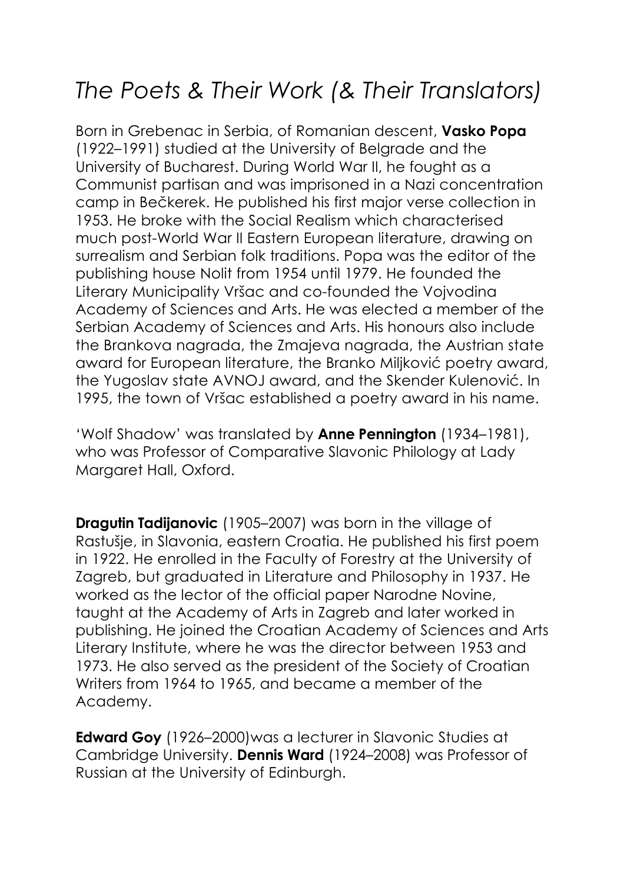# *The Poets & Their Work (& Their Translators)*

Born in Grebenac in Serbia, of Romanian descent, **Vasko Popa** (1922–1991) studied at the University of Belgrade and the University of Bucharest. During World War II, he fought as a Communist partisan and was imprisoned in a Nazi concentration camp in Bečkerek. He published his first major verse collection in 1953. He broke with the Social Realism which characterised much post-World War II Eastern European literature, drawing on surrealism and Serbian folk traditions. Popa was the editor of the publishing house Nolit from 1954 until 1979. He founded the Literary Municipality Vršac and co-founded the Vojvodina Academy of Sciences and Arts. He was elected a member of the Serbian Academy of Sciences and Arts. His honours also include the Brankova nagrada, the Zmajeva nagrada, the Austrian state award for European literature, the Branko Miljković poetry award, the Yugoslav state AVNOJ award, and the Skender Kulenović. In 1995, the town of Vršac established a poetry award in his name.

'Wolf Shadow' was translated by **Anne Pennington** (1934–1981), who was Professor of Comparative Slavonic Philology at Lady Margaret Hall, Oxford.

**Dragutin Tadijanovic** (1905–2007) was born in the village of Rastušje, in Slavonia, eastern Croatia. He published his first poem in 1922. He enrolled in the Faculty of Forestry at the University of Zagreb, but graduated in Literature and Philosophy in 1937. He worked as the lector of the official paper Narodne Novine, taught at the Academy of Arts in Zagreb and later worked in publishing. He joined the Croatian Academy of Sciences and Arts Literary Institute, where he was the director between 1953 and 1973. He also served as the president of the Society of Croatian Writers from 1964 to 1965, and became a member of the Academy.

**Edward Goy** (1926–2000)was a lecturer in Slavonic Studies at Cambridge University. **Dennis Ward** (1924–2008) was Professor of Russian at the University of Edinburgh.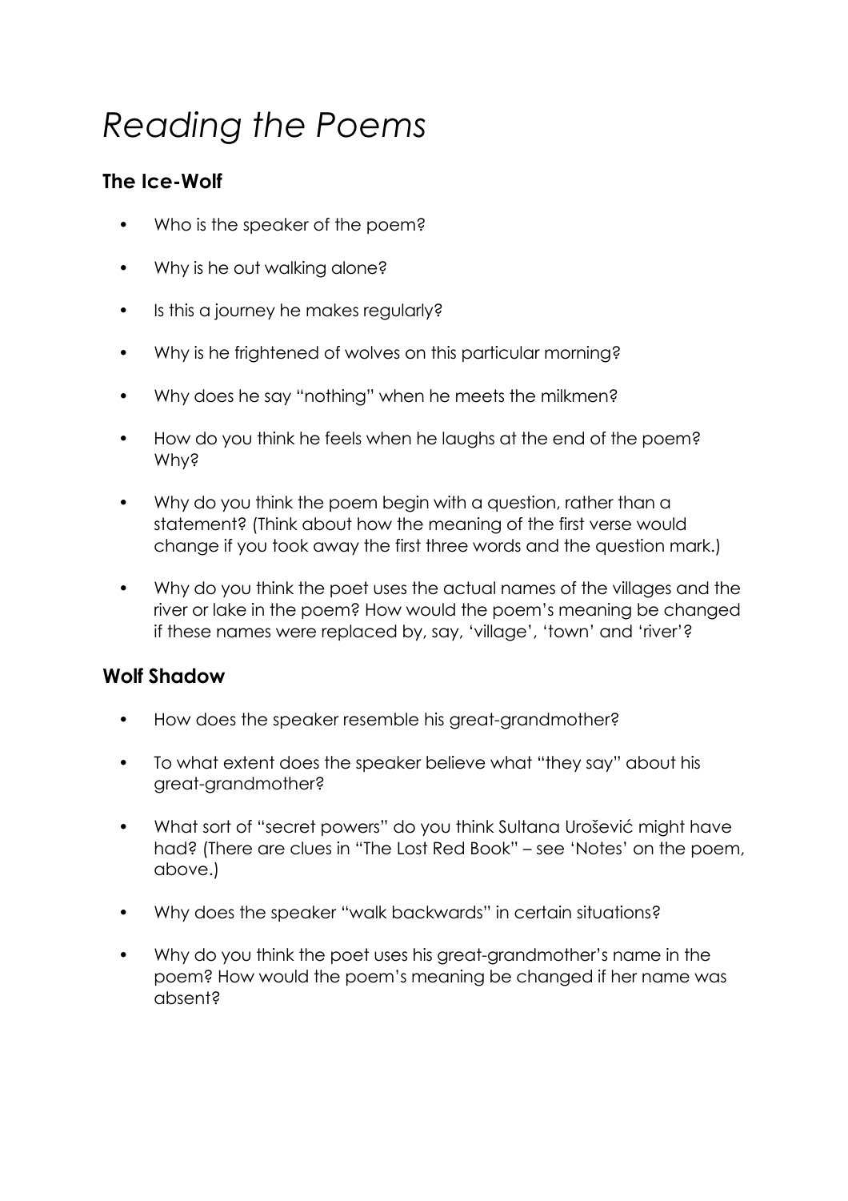# *Reading the Poems*

## The Ice-Wolf

- Who is the speaker of the poem?
- Why is he out walking alone?
- Is this a journey he makes regularly?
- Why is he frightened of wolves on this particular morning?
- Why does he say "nothing" when he meets the milkmen?
- How do you think he feels when he laughs at the end of the poem? Why?
- Why do you think the poem begin with a question, rather than a statement? (Think about how the meaning of the first verse would change if you took away the first three words and the question mark.)
- Why do you think the poet uses the actual names of the villages and the river or lake in the poem? How would the poem's meaning be changed if these names were replaced by, say, 'village', 'town' and 'river'?

## Wolf Shadow

- How does the speaker resemble his great-grandmother?
- To what extent does the speaker believe what "they say" about his great-grandmother?
- What sort of "secret powers" do you think Sultana Urošević might have had? (There are clues in "The Lost Red Book" – see 'Notes' on the poem, above.)
- Why does the speaker "walk backwards" in certain situations?
- Why do you think the poet uses his great-grandmother's name in the poem? How would the poem's meaning be changed if her name was absent?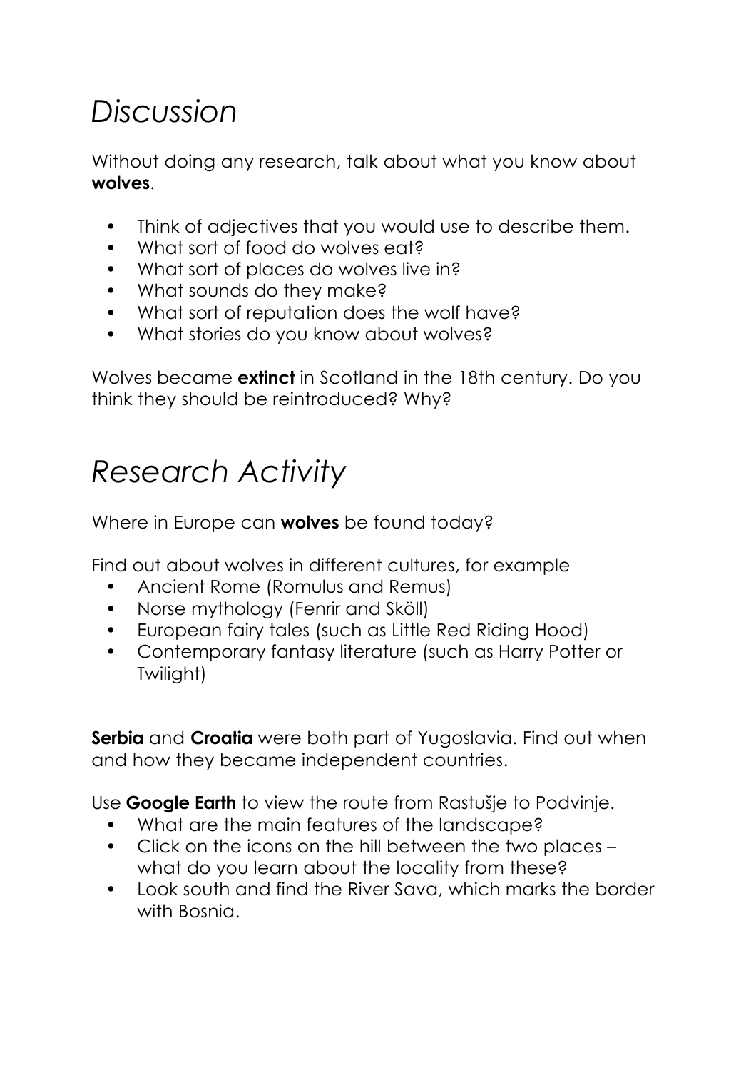# *Discussion*

Without doing any research, talk about what you know about **wolves**.

- Think of adjectives that you would use to describe them.
- What sort of food do wolves eat?
- What sort of places do wolves live in?
- What sounds do they make?
- What sort of reputation does the wolf have?
- What stories do you know about wolves?

Wolves became **extinct** in Scotland in the 18th century. Do you think they should be reintroduced? Why?

# *Research Activity*

Where in Europe can **wolves** be found today?

Find out about wolves in different cultures, for example

- Ancient Rome (Romulus and Remus)
- Norse mythology (Fenrir and Sköll)
- European fairy tales (such as Little Red Riding Hood)
- Contemporary fantasy literature (such as Harry Potter or Twilight)

**Serbia** and **Croatia** were both part of Yugoslavia. Find out when and how they became independent countries.

Use **Google Earth** to view the route from Rastušje to Podvinje.

- What are the main features of the landscape?
- Click on the icons on the hill between the two places – what do you learn about the locality from these?
- Look south and find the River Sava, which marks the border with Bosnia.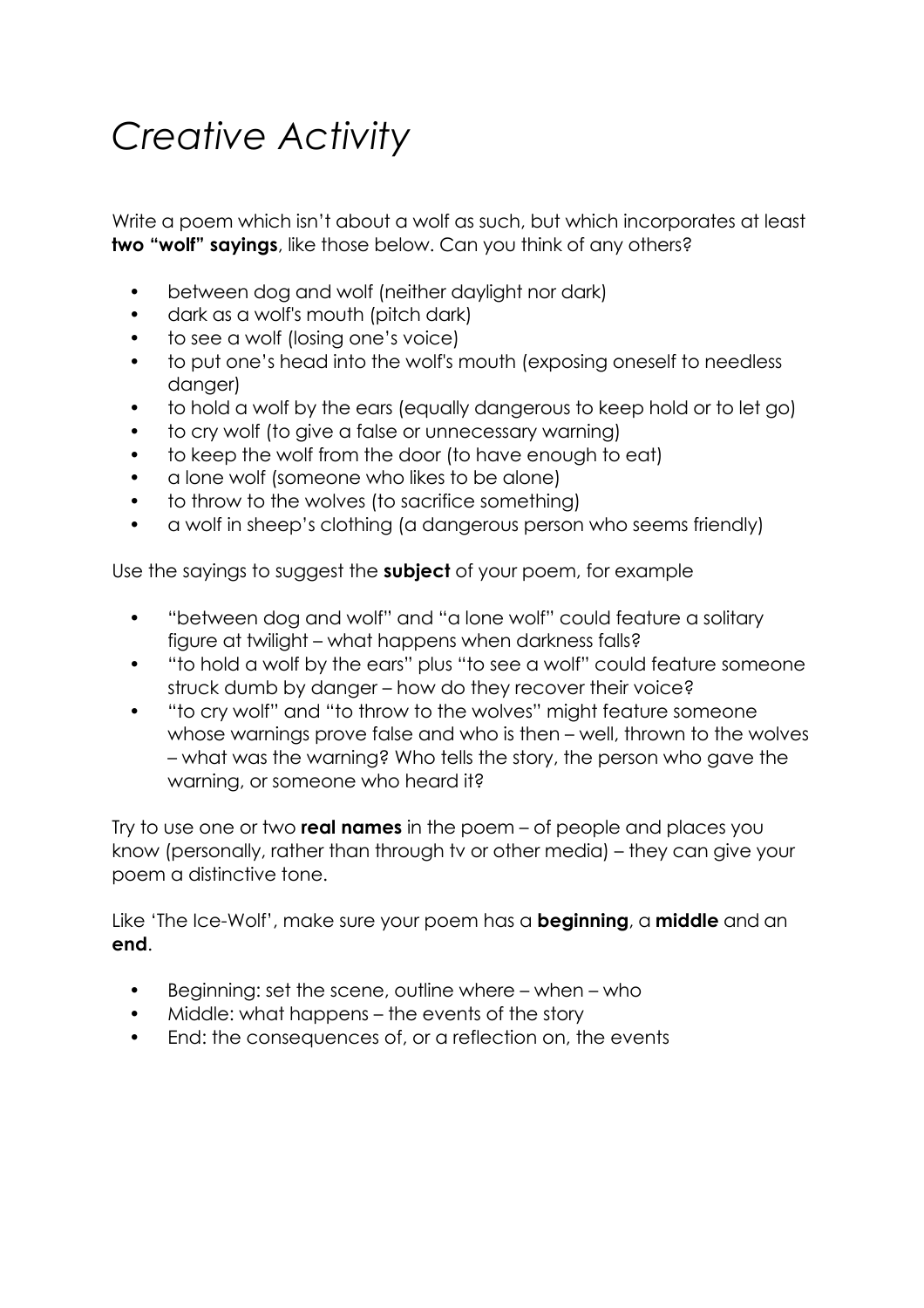# *Creative Activity*

Write a poem which isn't about a wolf as such, but which incorporates at least **two "wolf" sayings**, like those below. Can you think of any others?

- between dog and wolf (neither daylight nor dark)
- dark as a wolf's mouth (pitch dark)
- to see a wolf (losing one's voice)
- to put one's head into the wolf's mouth (exposing oneself to needless danger)
- to hold a wolf by the ears (equally dangerous to keep hold or to let go)
- to cry wolf (to give a false or unnecessary warning)
- to keep the wolf from the door (to have enough to eat)
- a lone wolf (someone who likes to be alone)
- to throw to the wolves (to sacrifice something)
- a wolf in sheep's clothing (a dangerous person who seems friendly)

Use the sayings to suggest the **subject** of your poem, for example

- "between dog and wolf" and "a lone wolf" could feature a solitary figure at twilight – what happens when darkness falls?
- "to hold a wolf by the ears" plus "to see a wolf" could feature someone struck dumb by danger – how do they recover their voice?
- "to cry wolf" and "to throw to the wolves" might feature someone whose warnings prove false and who is then – well, thrown to the wolves – what was the warning? Who tells the story, the person who gave the warning, or someone who heard it?

Try to use one or two **real names** in the poem – of people and places you know (personally, rather than through tv or other media) – they can give your poem a distinctive tone.

Like 'The Ice-Wolf', make sure your poem has a **beginning**, a **middle** and an **end**.

- Beginning: set the scene, outline where – when – who
- Middle: what happens – the events of the story
- End: the consequences of, or a reflection on, the events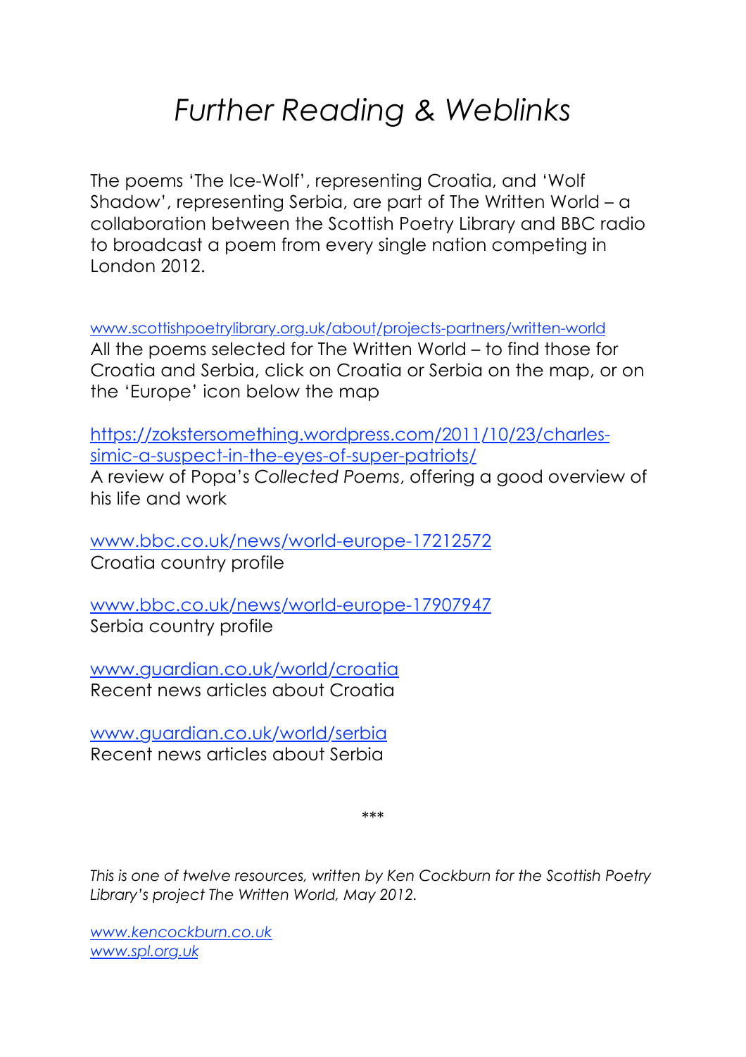// Further Reading & Weblinks

# *Further Reading & Weblinks*

The poems 'The Ice-Wolf', representing Croatia, and 'Wolf Shadow', representing Serbia, are part of The Written World – a collaboration between the Scottish Poetry Library and BBC radio to broadcast a poem from every single nation competing in London 2012.

www.scottishpoetrylibrary.org.uk/about/projects-partners/written-world
All the poems selected for The Written World – to find those for Croatia and Serbia, click on Croatia or Serbia on the map, or on the 'Europe' icon below the map

https://zokstersomething.wordpress.com/2011/10/23/charles-simic-a-suspect-in-the-eyes-of-super-patriots/
A review of Popa's *Collected Poems*, offering a good overview of his life and work

www.bbc.co.uk/news/world-europe-17212572
Croatia country profile

www.bbc.co.uk/news/world-europe-17907947
Serbia country profile

www.guardian.co.uk/world/croatia
Recent news articles about Croatia

www.guardian.co.uk/world/serbia
Recent news articles about Serbia

\*\*\*

*This is one of twelve resources, written by Ken Cockburn for the Scottish Poetry Library's project The Written World, May 2012.*

*www.kencockburn.co.uk*
*www.spl.org.uk*

# *Further Reading & Weblinks*

The poems 'The Ice-Wolf', representing Croatia, and 'Wolf Shadow', representing Serbia, are part of The Written World – a collaboration between the Scottish Poetry Library and BBC radio to broadcast a poem from every single nation competing in London 2012.

www.scottishpoetrylibrary.org.uk/about/projects-partners/written-world
All the poems selected for The Written World – to find those for Croatia and Serbia, click on Croatia or Serbia on the map, or on the 'Europe' icon below the map

https://zokstersomething.wordpress.com/2011/10/23/charles-simic-a-suspect-in-the-eyes-of-super-patriots/
A review of Popa's *Collected Poems*, offering a good overview of his life and work

www.bbc.co.uk/news/world-europe-17212572
Croatia country profile

www.bbc.co.uk/news/world-europe-17907947
Serbia country profile

www.guardian.co.uk/world/croatia
Recent news articles about Croatia

www.guardian.co.uk/world/serbia
Recent news articles about Serbia

***

*This is one of twelve resources, written by Ken Cockburn for the Scottish Poetry Library's project The Written World, May 2012.*

*www.kencockburn.co.uk*
*www.spl.org.uk*